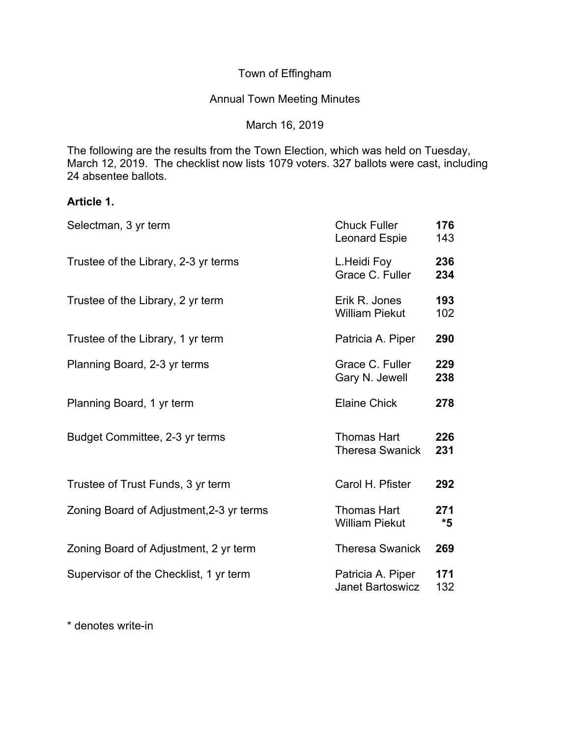Town of Effingham

Annual Town Meeting Minutes

March 16, 2019

The following are the results from the Town Election, which was held on Tuesday, March 12, 2019. The checklist now lists 1079 voters. 327 ballots were cast, including 24 absentee ballots.

**Article 1.**

| Office | Candidate | Votes |
|---|---|---|
| Selectman, 3 yr term | Chuck Fuller | **176** |
| | Leonard Espie | 143 |
| Trustee of the Library, 2-3 yr terms | L.Heidi Foy | **236** |
| | Grace C. Fuller | **234** |
| Trustee of the Library, 2 yr term | Erik R. Jones | **193** |
| | William Piekut | 102 |
| Trustee of the Library, 1 yr term | Patricia A. Piper | **290** |
| Planning Board, 2-3 yr terms | Grace C. Fuller | **229** |
| | Gary N. Jewell | **238** |
| Planning Board, 1 yr term | Elaine Chick | **278** |
| Budget Committee, 2-3 yr terms | Thomas Hart | **226** |
| | Theresa Swanick | **231** |
| Trustee of Trust Funds, 3 yr term | Carol H. Pfister | **292** |
| Zoning Board of Adjustment,2-3 yr terms | Thomas Hart | **271** |
| | William Piekut | ***5** |
| Zoning Board of Adjustment, 2 yr term | Theresa Swanick | **269** |
| Supervisor of the Checklist, 1 yr term | Patricia A. Piper | **171** |
| | Janet Bartoswicz | 132 |

* denotes write-in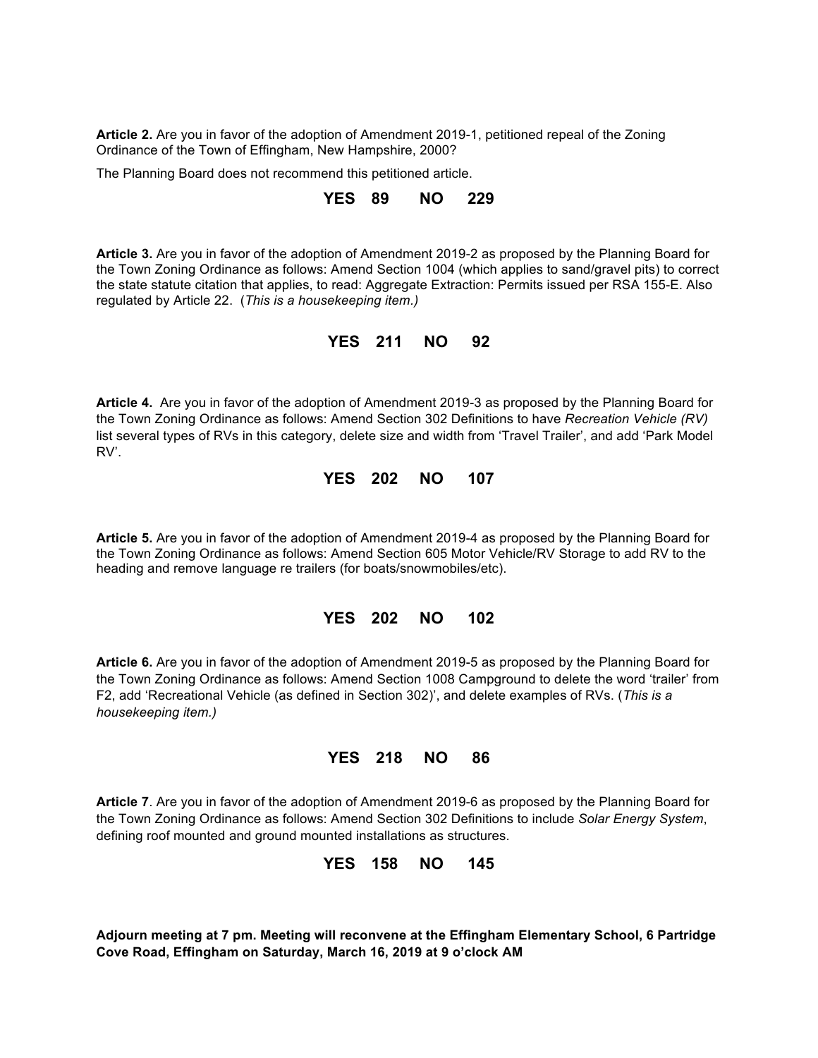**Article 2.** Are you in favor of the adoption of Amendment 2019-1, petitioned repeal of the Zoning Ordinance of the Town of Effingham, New Hampshire, 2000?

The Planning Board does not recommend this petitioned article.

**YES 89 NO 229**

**Article 3.** Are you in favor of the adoption of Amendment 2019-2 as proposed by the Planning Board for the Town Zoning Ordinance as follows: Amend Section 1004 (which applies to sand/gravel pits) to correct the state statute citation that applies, to read: Aggregate Extraction: Permits issued per RSA 155-E. Also regulated by Article 22. (*This is a housekeeping item.)*

**YES 211 NO 92**

**Article 4.** Are you in favor of the adoption of Amendment 2019-3 as proposed by the Planning Board for the Town Zoning Ordinance as follows: Amend Section 302 Definitions to have *Recreation Vehicle (RV)* list several types of RVs in this category, delete size and width from 'Travel Trailer', and add 'Park Model RV'.

**YES 202 NO 107**

**Article 5.** Are you in favor of the adoption of Amendment 2019-4 as proposed by the Planning Board for the Town Zoning Ordinance as follows: Amend Section 605 Motor Vehicle/RV Storage to add RV to the heading and remove language re trailers (for boats/snowmobiles/etc).

**YES 202 NO 102**

**Article 6.** Are you in favor of the adoption of Amendment 2019-5 as proposed by the Planning Board for the Town Zoning Ordinance as follows: Amend Section 1008 Campground to delete the word 'trailer' from F2, add 'Recreational Vehicle (as defined in Section 302)', and delete examples of RVs. (*This is a housekeeping item.)*

**YES 218 NO 86**

**Article 7**. Are you in favor of the adoption of Amendment 2019-6 as proposed by the Planning Board for the Town Zoning Ordinance as follows: Amend Section 302 Definitions to include *Solar Energy System*, defining roof mounted and ground mounted installations as structures.

**YES 158 NO 145**

**Adjourn meeting at 7 pm. Meeting will reconvene at the Effingham Elementary School, 6 Partridge Cove Road, Effingham on Saturday, March 16, 2019 at 9 o'clock AM**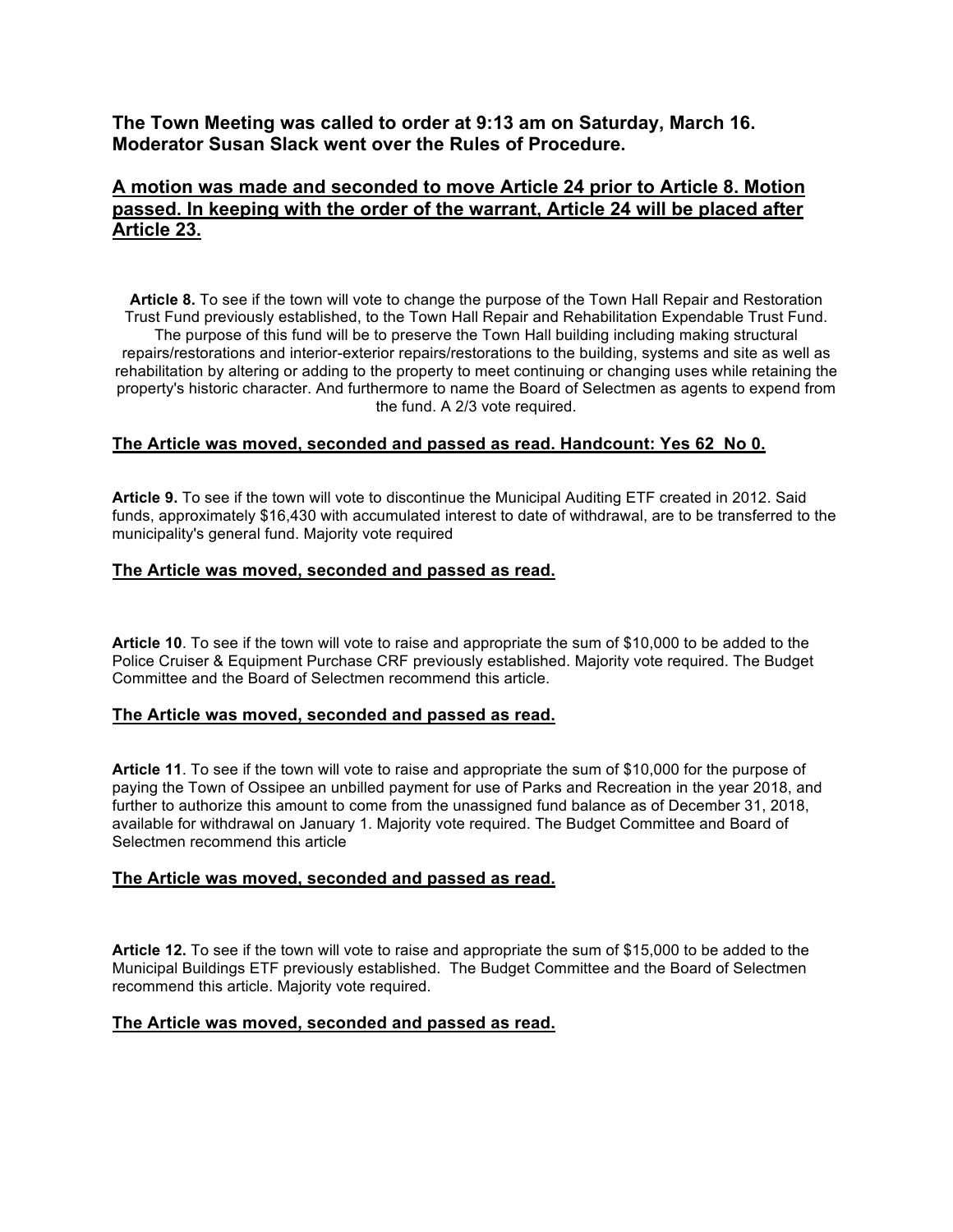**The Town Meeting was called to order at 9:13 am on Saturday, March 16. Moderator Susan Slack went over the Rules of Procedure.**

**<u>A motion was made and seconded to move Article 24 prior to Article 8. Motion passed. In keeping with the order of the warrant, Article 24 will be placed after Article 23.</u>**

**Article 8.** To see if the town will vote to change the purpose of the Town Hall Repair and Restoration Trust Fund previously established, to the Town Hall Repair and Rehabilitation Expendable Trust Fund. The purpose of this fund will be to preserve the Town Hall building including making structural repairs/restorations and interior-exterior repairs/restorations to the building, systems and site as well as rehabilitation by altering or adding to the property to meet continuing or changing uses while retaining the property's historic character. And furthermore to name the Board of Selectmen as agents to expend from the fund. A 2/3 vote required.

**<u>The Article was moved, seconded and passed as read. Handcount: Yes 62 No 0.</u>**

**Article 9.** To see if the town will vote to discontinue the Municipal Auditing ETF created in 2012. Said funds, approximately $16,430 with accumulated interest to date of withdrawal, are to be transferred to the municipality's general fund. Majority vote required

**<u>The Article was moved, seconded and passed as read.</u>**

**Article 10**. To see if the town will vote to raise and appropriate the sum of $10,000 to be added to the Police Cruiser & Equipment Purchase CRF previously established. Majority vote required. The Budget Committee and the Board of Selectmen recommend this article.

**<u>The Article was moved, seconded and passed as read.</u>**

**Article 11**. To see if the town will vote to raise and appropriate the sum of $10,000 for the purpose of paying the Town of Ossipee an unbilled payment for use of Parks and Recreation in the year 2018, and further to authorize this amount to come from the unassigned fund balance as of December 31, 2018, available for withdrawal on January 1. Majority vote required. The Budget Committee and Board of Selectmen recommend this article

**<u>The Article was moved, seconded and passed as read.</u>**

**Article 12.** To see if the town will vote to raise and appropriate the sum of $15,000 to be added to the Municipal Buildings ETF previously established. The Budget Committee and the Board of Selectmen recommend this article. Majority vote required.

**<u>The Article was moved, seconded and passed as read.</u>**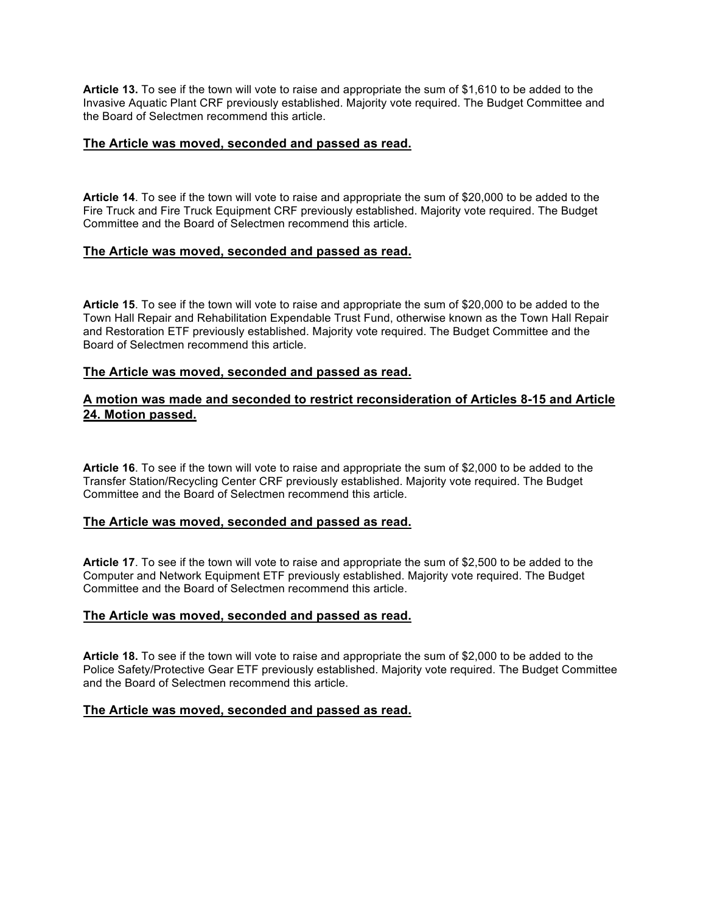**Article 13.** To see if the town will vote to raise and appropriate the sum of $1,610 to be added to the Invasive Aquatic Plant CRF previously established. Majority vote required. The Budget Committee and the Board of Selectmen recommend this article.

**The Article was moved, seconded and passed as read.**

**Article 14**. To see if the town will vote to raise and appropriate the sum of $20,000 to be added to the Fire Truck and Fire Truck Equipment CRF previously established. Majority vote required. The Budget Committee and the Board of Selectmen recommend this article.

**The Article was moved, seconded and passed as read.**

**Article 15**. To see if the town will vote to raise and appropriate the sum of $20,000 to be added to the Town Hall Repair and Rehabilitation Expendable Trust Fund, otherwise known as the Town Hall Repair and Restoration ETF previously established. Majority vote required. The Budget Committee and the Board of Selectmen recommend this article.

**The Article was moved, seconded and passed as read.**

**A motion was made and seconded to restrict reconsideration of Articles 8-15 and Article 24. Motion passed.**

**Article 16**. To see if the town will vote to raise and appropriate the sum of $2,000 to be added to the Transfer Station/Recycling Center CRF previously established. Majority vote required. The Budget Committee and the Board of Selectmen recommend this article.

**The Article was moved, seconded and passed as read.**

**Article 17**. To see if the town will vote to raise and appropriate the sum of $2,500 to be added to the Computer and Network Equipment ETF previously established. Majority vote required. The Budget Committee and the Board of Selectmen recommend this article.

**The Article was moved, seconded and passed as read.**

**Article 18.** To see if the town will vote to raise and appropriate the sum of $2,000 to be added to the Police Safety/Protective Gear ETF previously established. Majority vote required. The Budget Committee and the Board of Selectmen recommend this article.

**The Article was moved, seconded and passed as read.**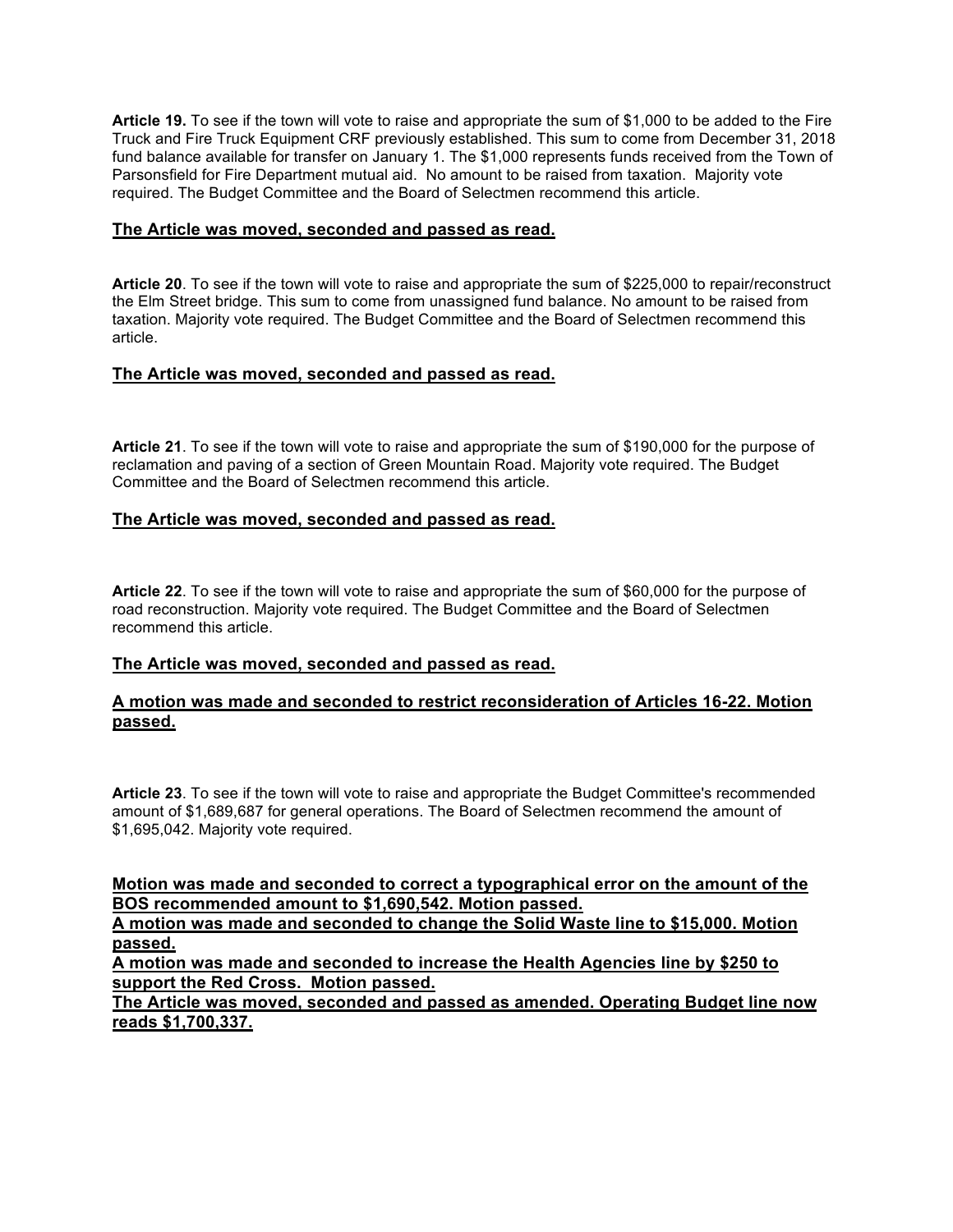**Article 19.** To see if the town will vote to raise and appropriate the sum of $1,000 to be added to the Fire Truck and Fire Truck Equipment CRF previously established. This sum to come from December 31, 2018 fund balance available for transfer on January 1. The $1,000 represents funds received from the Town of Parsonsfield for Fire Department mutual aid. No amount to be raised from taxation. Majority vote required. The Budget Committee and the Board of Selectmen recommend this article.

**The Article was moved, seconded and passed as read.**

**Article 20**. To see if the town will vote to raise and appropriate the sum of $225,000 to repair/reconstruct the Elm Street bridge. This sum to come from unassigned fund balance. No amount to be raised from taxation. Majority vote required. The Budget Committee and the Board of Selectmen recommend this article.

**The Article was moved, seconded and passed as read.**

**Article 21**. To see if the town will vote to raise and appropriate the sum of $190,000 for the purpose of reclamation and paving of a section of Green Mountain Road. Majority vote required. The Budget Committee and the Board of Selectmen recommend this article.

**The Article was moved, seconded and passed as read.**

**Article 22**. To see if the town will vote to raise and appropriate the sum of $60,000 for the purpose of road reconstruction. Majority vote required. The Budget Committee and the Board of Selectmen recommend this article.

**The Article was moved, seconded and passed as read.**

**A motion was made and seconded to restrict reconsideration of Articles 16-22. Motion passed.**

**Article 23**. To see if the town will vote to raise and appropriate the Budget Committee's recommended amount of $1,689,687 for general operations. The Board of Selectmen recommend the amount of $1,695,042. Majority vote required.

**Motion was made and seconded to correct a typographical error on the amount of the BOS recommended amount to $1,690,542. Motion passed.**
**A motion was made and seconded to change the Solid Waste line to $15,000. Motion passed.**
**A motion was made and seconded to increase the Health Agencies line by $250 to support the Red Cross. Motion passed.**
**The Article was moved, seconded and passed as amended. Operating Budget line now reads $1,700,337.**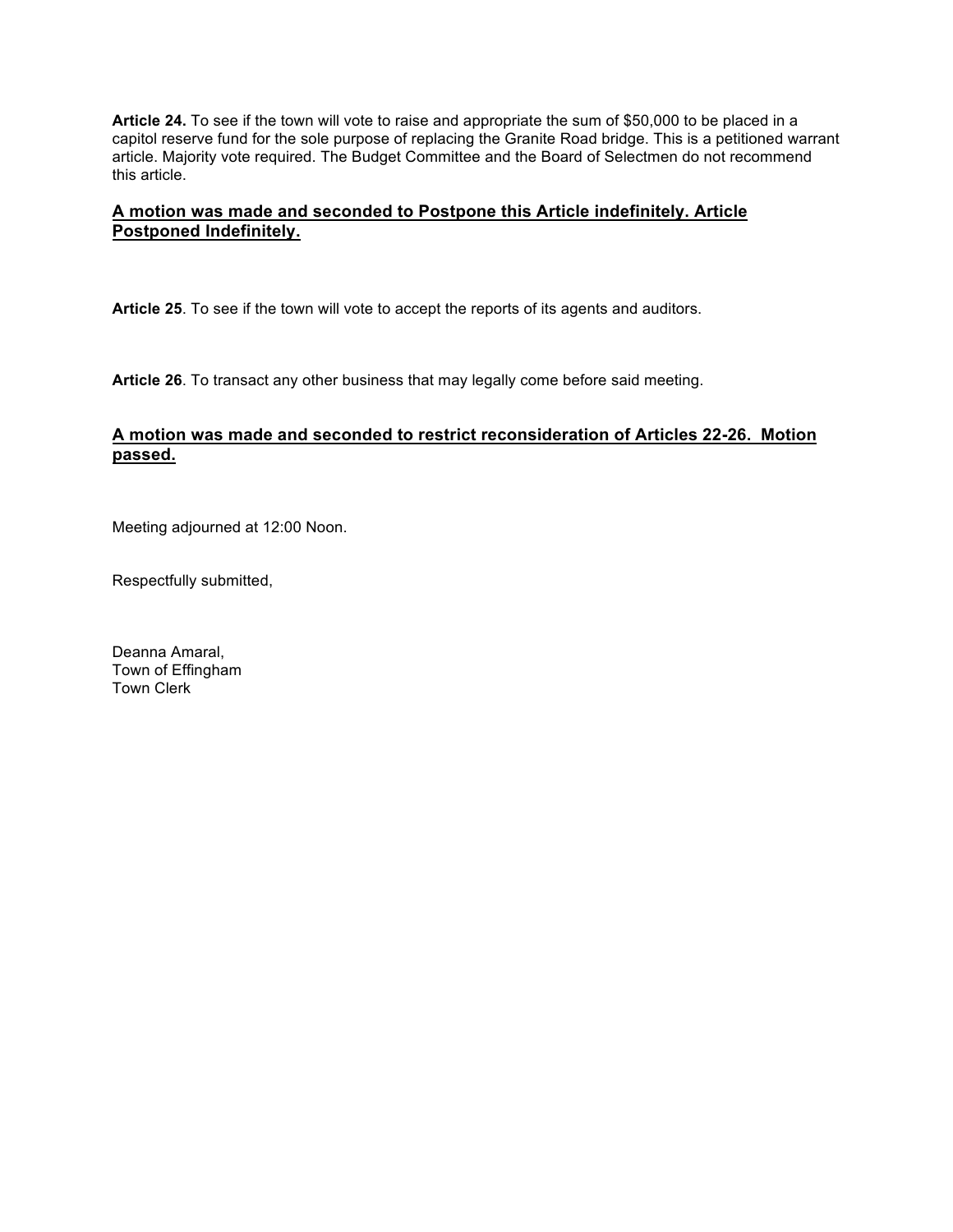**Article 24.** To see if the town will vote to raise and appropriate the sum of $50,000 to be placed in a capitol reserve fund for the sole purpose of replacing the Granite Road bridge. This is a petitioned warrant article. Majority vote required. The Budget Committee and the Board of Selectmen do not recommend this article.

**A motion was made and seconded to Postpone this Article indefinitely. Article Postponed Indefinitely.**

**Article 25**. To see if the town will vote to accept the reports of its agents and auditors.

**Article 26**. To transact any other business that may legally come before said meeting.

**A motion was made and seconded to restrict reconsideration of Articles 22-26. Motion passed.**

Meeting adjourned at 12:00 Noon.

Respectfully submitted,

Deanna Amaral,
Town of Effingham
Town Clerk